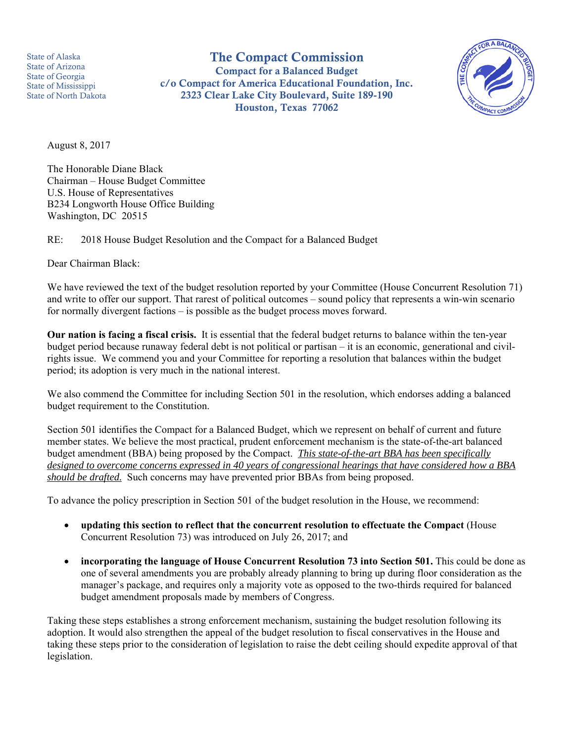State of Alaska
State of Arizona
State of Georgia
State of Mississippi
State of North Dakota

# The Compact Commission

**Compact for a Balanced Budget**
**c/o Compact for America Educational Foundation, Inc.**
**2323 Clear Lake City Boulevard, Suite 189-190**
**Houston, Texas 77062**

August 8, 2017

The Honorable Diane Black
Chairman – House Budget Committee
U.S. House of Representatives
B234 Longworth House Office Building
Washington, DC 20515

RE: 2018 House Budget Resolution and the Compact for a Balanced Budget

Dear Chairman Black:

We have reviewed the text of the budget resolution reported by your Committee (House Concurrent Resolution 71) and write to offer our support. That rarest of political outcomes – sound policy that represents a win-win scenario for normally divergent factions – is possible as the budget process moves forward.

**Our nation is facing a fiscal crisis.** It is essential that the federal budget returns to balance within the ten-year budget period because runaway federal debt is not political or partisan – it is an economic, generational and civil-rights issue. We commend you and your Committee for reporting a resolution that balances within the budget period; its adoption is very much in the national interest.

We also commend the Committee for including Section 501 in the resolution, which endorses adding a balanced budget requirement to the Constitution.

Section 501 identifies the Compact for a Balanced Budget, which we represent on behalf of current and future member states. We believe the most practical, prudent enforcement mechanism is the state-of-the-art balanced budget amendment (BBA) being proposed by the Compact. *This state-of-the-art BBA has been specifically designed to overcome concerns expressed in 40 years of congressional hearings that have considered how a BBA should be drafted.* Such concerns may have prevented prior BBAs from being proposed.

To advance the policy prescription in Section 501 of the budget resolution in the House, we recommend:

- **updating this section to reflect that the concurrent resolution to effectuate the Compact** (House Concurrent Resolution 73) was introduced on July 26, 2017; and
- **incorporating the language of House Concurrent Resolution 73 into Section 501.** This could be done as one of several amendments you are probably already planning to bring up during floor consideration as the manager's package, and requires only a majority vote as opposed to the two-thirds required for balanced budget amendment proposals made by members of Congress.

Taking these steps establishes a strong enforcement mechanism, sustaining the budget resolution following its adoption. It would also strengthen the appeal of the budget resolution to fiscal conservatives in the House and taking these steps prior to the consideration of legislation to raise the debt ceiling should expedite approval of that legislation.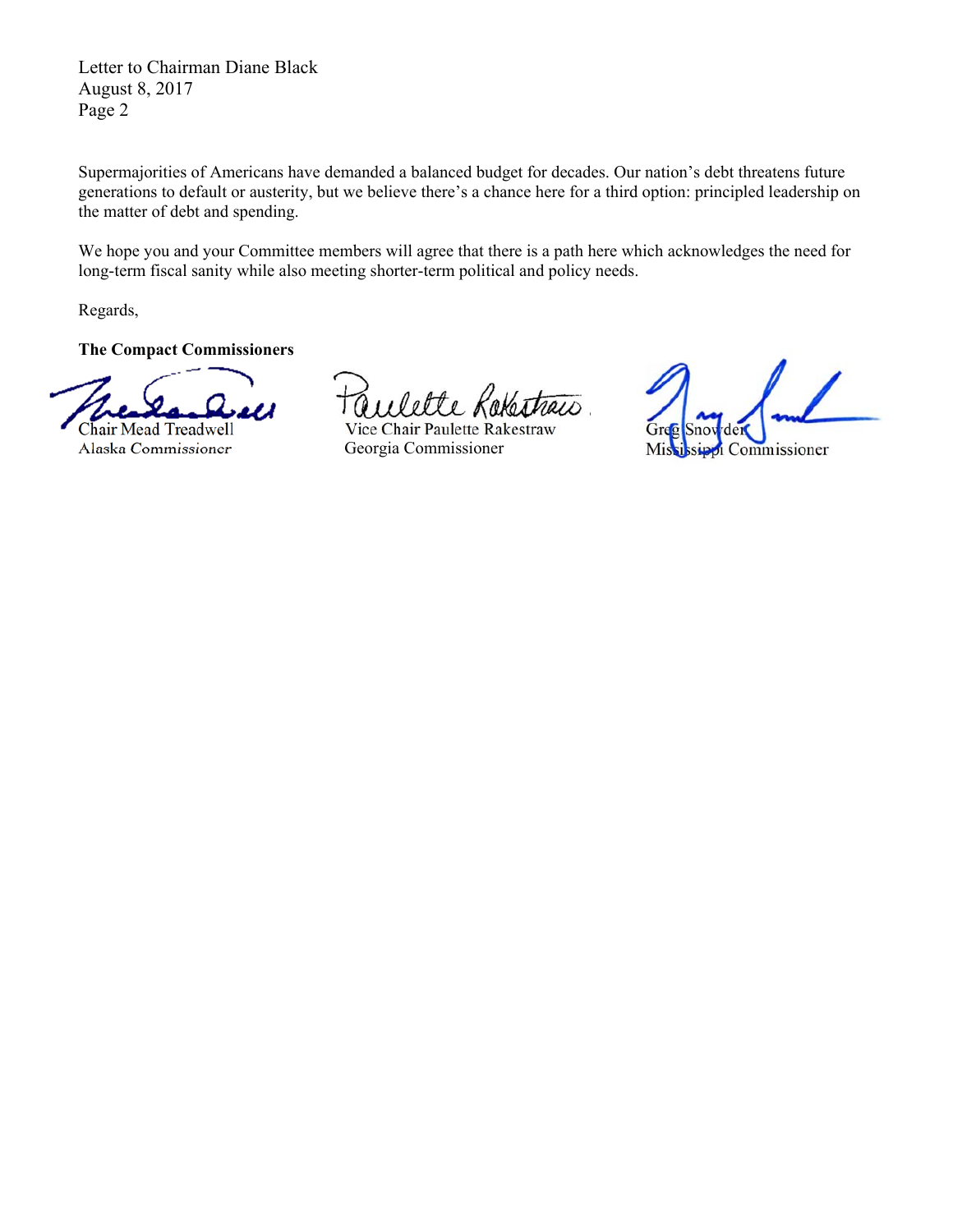Supermajorities of Americans have demanded a balanced budget for decades. Our nation's debt threatens future generations to default or austerity, but we believe there's a chance here for a third option: principled leadership on the matter of debt and spending.

We hope you and your Committee members will agree that there is a path here which acknowledges the need for long-term fiscal sanity while also meeting shorter-term political and policy needs.

Regards,

**The Compact Commissioners**

Chair Mead Treadwell
Alaska Commissioner

Vice Chair Paulette Rakestraw
Georgia Commissioner

Greg Snowden
Mississippi Commissioner